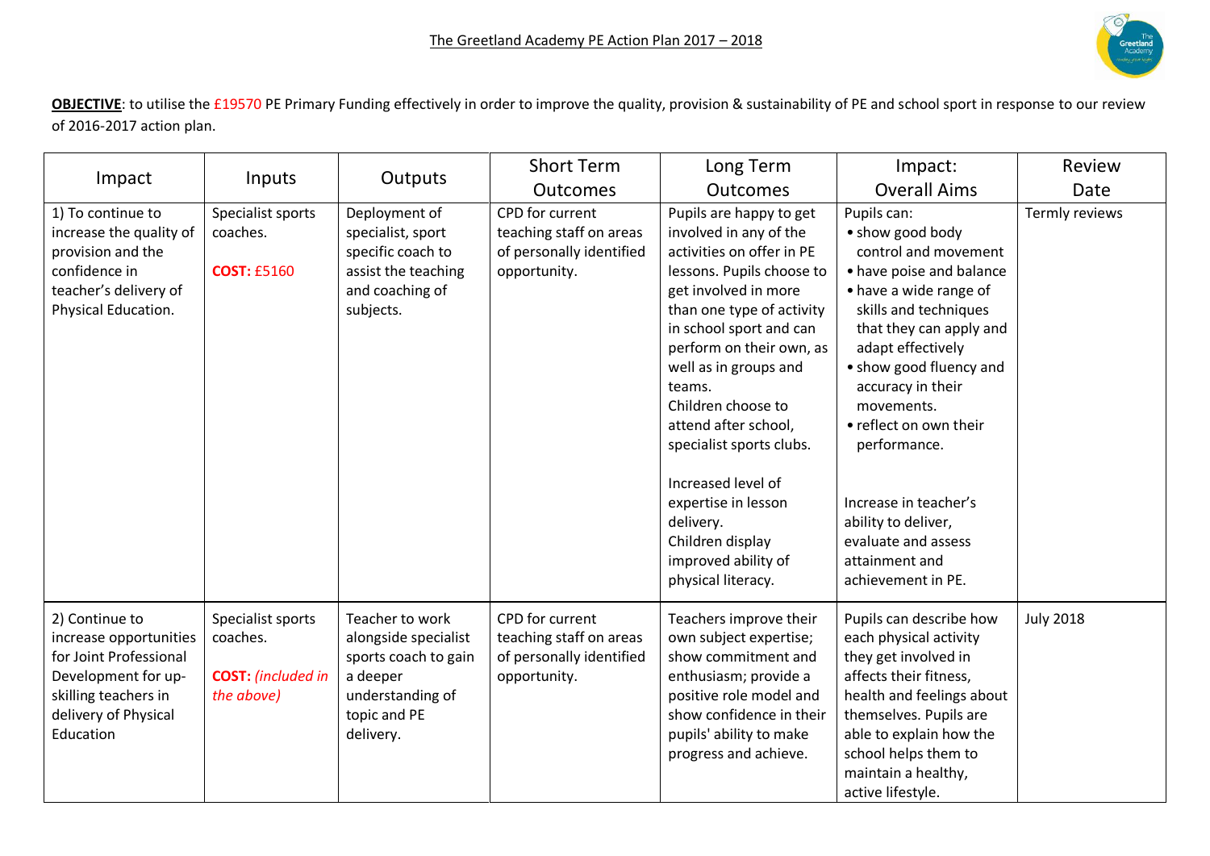# The Greetland Academy PE Action Plan 2017 – 2018

**OBJECTIVE**: to utilise the £19570 PE Primary Funding effectively in order to improve the quality, provision & sustainability of PE and school sport in response to our review of 2016-2017 action plan.

| Impact | Inputs | Outputs | Short Term Outcomes | Long Term Outcomes | Impact: Overall Aims | Review Date |
|---|---|---|---|---|---|---|
| 1) To continue to increase the quality of provision and the confidence in teacher's delivery of Physical Education. | Specialist sports coaches.<br><br>**COST:** £5160 | Deployment of specialist, sport specific coach to assist the teaching and coaching of subjects. | CPD for current teaching staff on areas of personally identified opportunity. | Pupils are happy to get involved in any of the activities on offer in PE lessons. Pupils choose to get involved in more than one type of activity in school sport and can perform on their own, as well as in groups and teams.<br>Children choose to attend after school, specialist sports clubs.<br><br>Increased level of expertise in lesson delivery.<br>Children display improved ability of physical literacy. | Pupils can:<br>• show good body control and movement<br>• have poise and balance<br>• have a wide range of skills and techniques that they can apply and adapt effectively<br>• show good fluency and accuracy in their movements.<br>• reflect on own their performance.<br><br>Increase in teacher's ability to deliver, evaluate and assess attainment and achievement in PE. | Termly reviews |
| 2) Continue to increase opportunities for Joint Professional Development for up-skilling teachers in delivery of Physical Education | Specialist sports coaches.<br><br>**COST:** *(included in the above)* | Teacher to work alongside specialist sports coach to gain a deeper understanding of topic and PE delivery. | CPD for current teaching staff on areas of personally identified opportunity. | Teachers improve their own subject expertise; show commitment and enthusiasm; provide a positive role model and show confidence in their pupils' ability to make progress and achieve. | Pupils can describe how each physical activity they get involved in affects their fitness, health and feelings about themselves. Pupils are able to explain how the school helps them to maintain a healthy, active lifestyle. | July 2018 |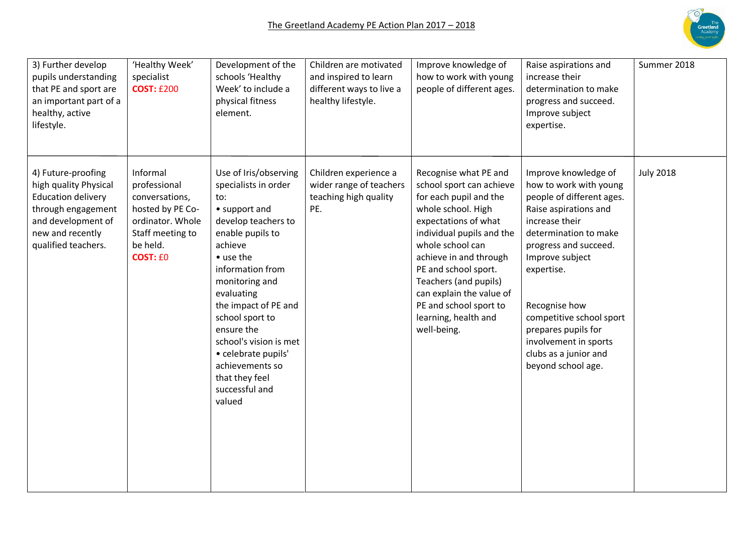# The Greetland Academy PE Action Plan 2017 – 2018

| | | | | | | |
|---|---|---|---|---|---|---|
| 3) Further develop pupils understanding that PE and sport are an important part of a healthy, active lifestyle. | 'Healthy Week' specialist **COST:** £200 | Development of the schools 'Healthy Week' to include a physical fitness element. | Children are motivated and inspired to learn different ways to live a healthy lifestyle. | Improve knowledge of how to work with young people of different ages. | Raise aspirations and increase their determination to make progress and succeed. Improve subject expertise. | Summer 2018 |
| 4) Future-proofing high quality Physical Education delivery through engagement and development of new and recently qualified teachers. | Informal professional conversations, hosted by PE Co-ordinator. Whole Staff meeting to be held. **COST:** £0 | Use of Iris/observing specialists in order to: • support and develop teachers to enable pupils to achieve • use the information from monitoring and evaluating the impact of PE and school sport to ensure the school's vision is met • celebrate pupils' achievements so that they feel successful and valued | Children experience a wider range of teachers teaching high quality PE. | Recognise what PE and school sport can achieve for each pupil and the whole school. High expectations of what individual pupils and the whole school can achieve in and through PE and school sport. Teachers (and pupils) can explain the value of PE and school sport to learning, health and well-being. | Improve knowledge of how to work with young people of different ages. Raise aspirations and increase their determination to make progress and succeed. Improve subject expertise.<br><br>Recognise how competitive school sport prepares pupils for involvement in sports clubs as a junior and beyond school age. | July 2018 |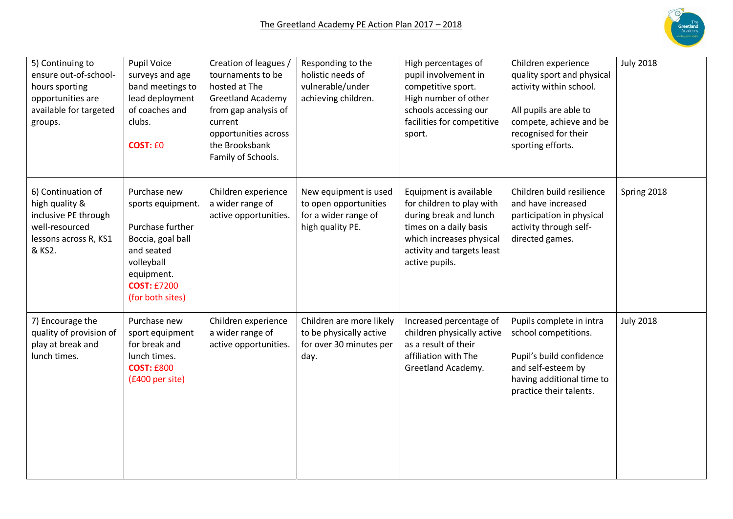The Greetland Academy PE Action Plan 2017 – 2018

| 5) Continuing to ensure out-of-school-hours sporting opportunities are available for targeted groups. | Pupil Voice surveys and age band meetings to lead deployment of coaches and clubs.<br><br>**COST:** £0 | Creation of leagues / tournaments to be hosted at The Greetland Academy from gap analysis of current opportunities across the Brooksbank Family of Schools. | Responding to the holistic needs of vulnerable/under achieving children. | High percentages of pupil involvement in competitive sport. High number of other schools accessing our facilities for competitive sport. | Children experience quality sport and physical activity within school.<br><br>All pupils are able to compete, achieve and be recognised for their sporting efforts. | July 2018 |
|---|---|---|---|---|---|---|
| 6) Continuation of high quality & inclusive PE through well-resourced lessons across R, KS1 & KS2. | Purchase new sports equipment.<br><br>Purchase further Boccia, goal ball and seated volleyball equipment.<br>**COST:** £7200 (for both sites) | Children experience a wider range of active opportunities. | New equipment is used to open opportunities for a wider range of high quality PE. | Equipment is available for children to play with during break and lunch times on a daily basis which increases physical activity and targets least active pupils. | Children build resilience and have increased participation in physical activity through self-directed games. | Spring 2018 |
| 7) Encourage the quality of provision of play at break and lunch times. | Purchase new sport equipment for break and lunch times.<br>**COST:** £800 (£400 per site) | Children experience a wider range of active opportunities. | Children are more likely to be physically active for over 30 minutes per day. | Increased percentage of children physically active as a result of their affiliation with The Greetland Academy. | Pupils complete in intra school competitions.<br><br>Pupil's build confidence and self-esteem by having additional time to practice their talents. | July 2018 |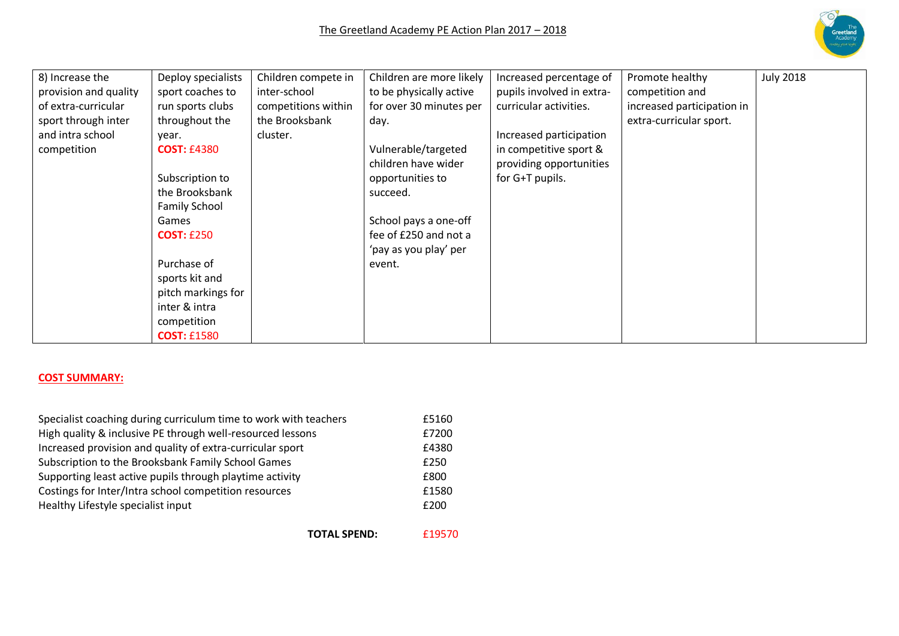| 8) Increase the provision and quality of extra-curricular sport through inter and intra school competition | Deploy specialists sport coaches to run sports clubs throughout the year.<br>**COST:** £4380<br><br>Subscription to the Brooksbank Family School Games<br>**COST:** £250<br><br>Purchase of sports kit and pitch markings for inter & intra competition<br>**COST:** £1580 | Children compete in inter-school competitions within the Brooksbank cluster. | Children are more likely to be physically active for over 30 minutes per day.<br><br>Vulnerable/targeted children have wider opportunities to succeed.<br><br>School pays a one-off fee of £250 and not a 'pay as you play' per event. | Increased percentage of pupils involved in extra-curricular activities.<br><br>Increased participation in competitive sport & providing opportunities for G+T pupils. | Promote healthy competition and increased participation in extra-curricular sport. | July 2018 |
|---|---|---|---|---|---|---|

**COST SUMMARY:**

| | |
|---|---|
| Specialist coaching during curriculum time to work with teachers | £5160 |
| High quality & inclusive PE through well-resourced lessons | £7200 |
| Increased provision and quality of extra-curricular sport | £4380 |
| Subscription to the Brooksbank Family School Games | £250 |
| Supporting least active pupils through playtime activity | £800 |
| Costings for Inter/Intra school competition resources | £1580 |
| Healthy Lifestyle specialist input | £200 |
| **TOTAL SPEND:** | £19570 |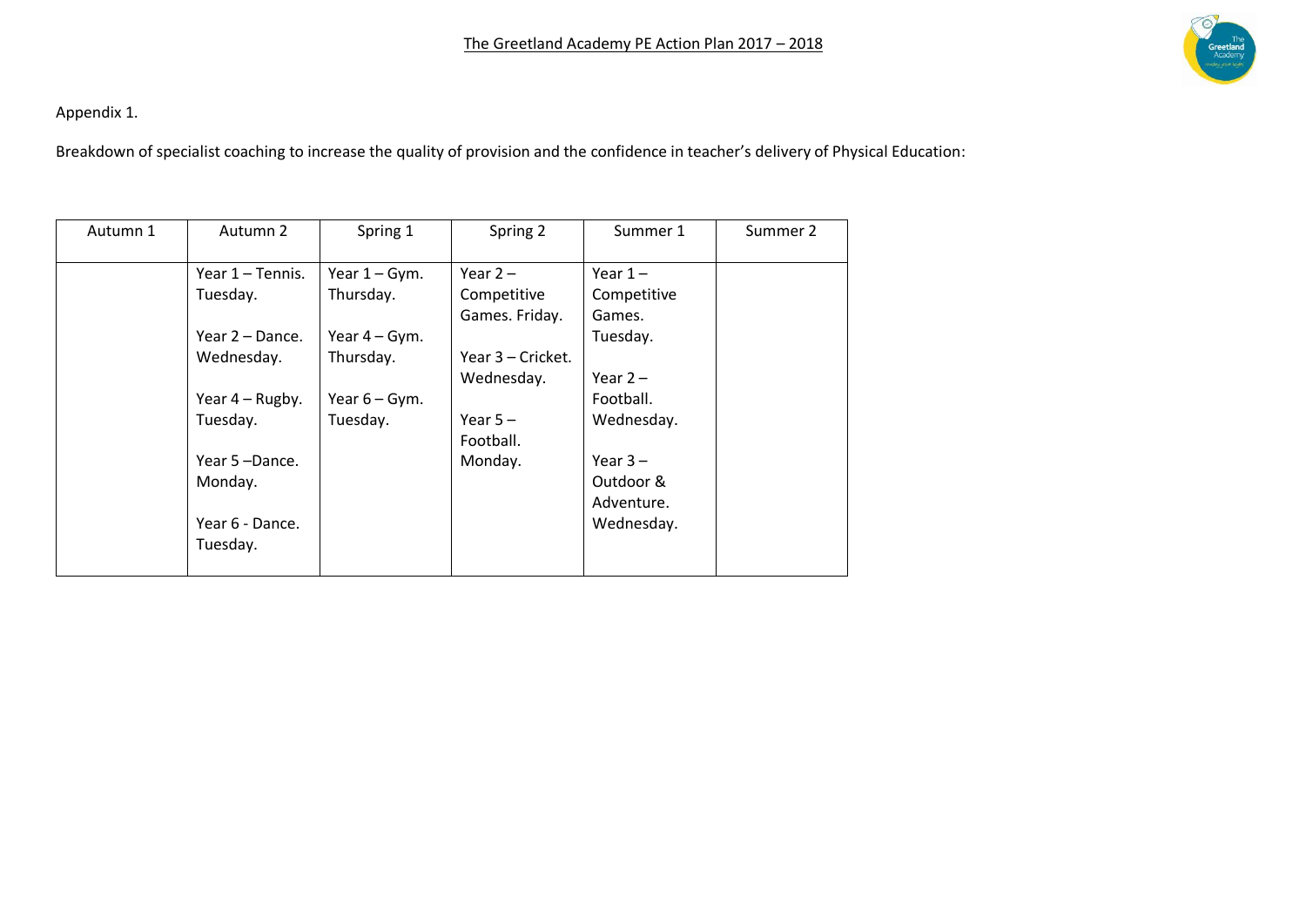The Greetland Academy PE Action Plan 2017 – 2018

Appendix 1.

Breakdown of specialist coaching to increase the quality of provision and the confidence in teacher's delivery of Physical Education:

| Autumn 1 | Autumn 2 | Spring 1 | Spring 2 | Summer 1 | Summer 2 |
|---|---|---|---|---|---|
| | Year 1 – Tennis. Tuesday.<br><br>Year 2 – Dance. Wednesday.<br><br>Year 4 – Rugby. Tuesday.<br><br>Year 5 –Dance. Monday.<br><br>Year 6 - Dance. Tuesday. | Year 1 – Gym. Thursday.<br><br>Year 4 – Gym. Thursday.<br><br>Year 6 – Gym. Tuesday. | Year 2 – Competitive Games. Friday.<br><br>Year 3 – Cricket. Wednesday.<br><br>Year 5 – Football. Monday. | Year 1 – Competitive Games. Tuesday.<br><br>Year 2 – Football. Wednesday.<br><br>Year 3 – Outdoor & Adventure. Wednesday. | |